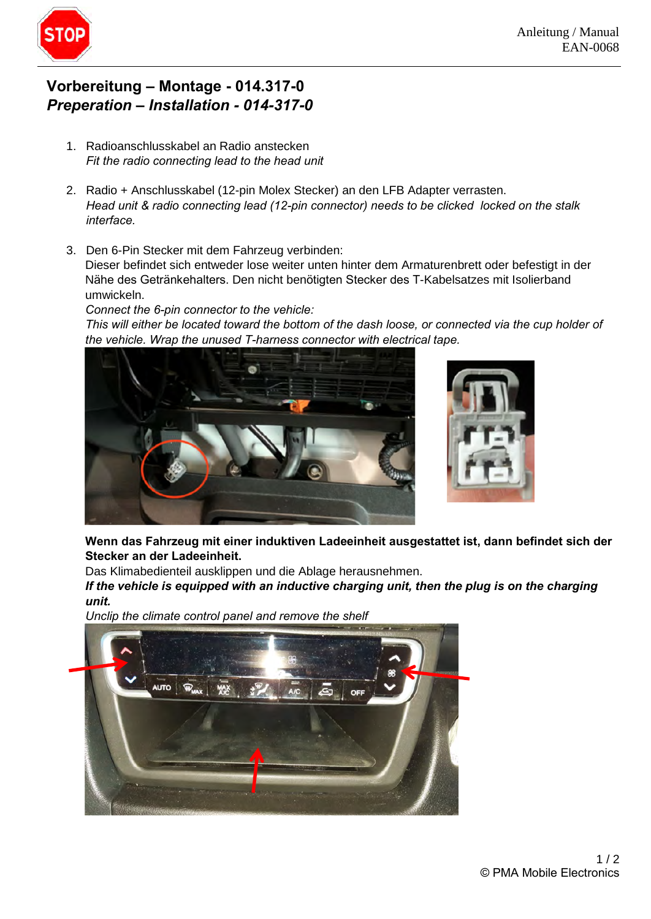# Vorbereitung – Montage - 014.317-0

## *Preperation – Installation - 014-317-0*

1. Radioanschlusskabel an Radio anstecken
   *Fit the radio connecting lead to the head unit*

2. Radio + Anschlusskabel (12-pin Molex Stecker) an den LFB Adapter verrasten.
   *Head unit & radio connecting lead (12-pin connector) needs to be clicked  locked on the stalk interface.*

3. Den 6-Pin Stecker mit dem Fahrzeug verbinden:
   Dieser befindet sich entweder lose weiter unten hinter dem Armaturenbrett oder befestigt in der Nähe des Getränkehalters. Den nicht benötigten Stecker des T-Kabelsatzes mit Isolierband umwickeln.
   *Connect the 6-pin connector to the vehicle:*
   *This will either be located toward the bottom of the dash loose, or connected via the cup holder of the vehicle. Wrap the unused T-harness connector with electrical tape.*

   **Wenn das Fahrzeug mit einer induktiven Ladeeinheit ausgestattet ist, dann befindet sich der Stecker an der Ladeeinheit.**
   Das Klimabedienteil ausklippen und die Ablage herausnehmen.
   ***If the vehicle is equipped with an inductive charging unit, then the plug is on the charging unit.***
   *Unclip the climate control panel and remove the shelf*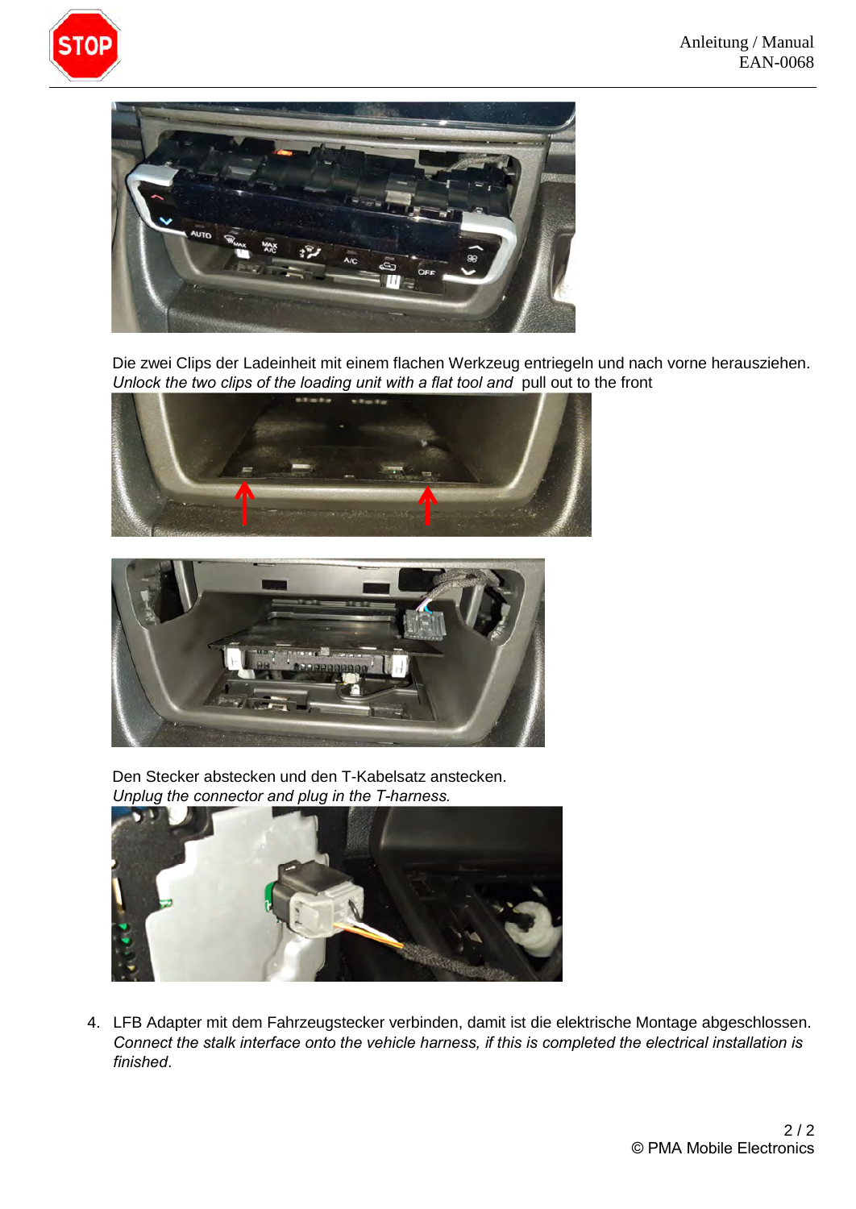Die zwei Clips der Ladeinheit mit einem flachen Werkzeug entriegeln und nach vorne herausziehen.
*Unlock the two clips of the loading unit with a flat tool and* pull out to the front

Den Stecker abstecken und den T-Kabelsatz anstecken.
*Unplug the connector and plug in the T-harness.*

4. LFB Adapter mit dem Fahrzeugstecker verbinden, damit ist die elektrische Montage abgeschlossen.
   *Connect the stalk interface onto the vehicle harness, if this is completed the electrical installation is finished*.

© PMA Mobile Electronics